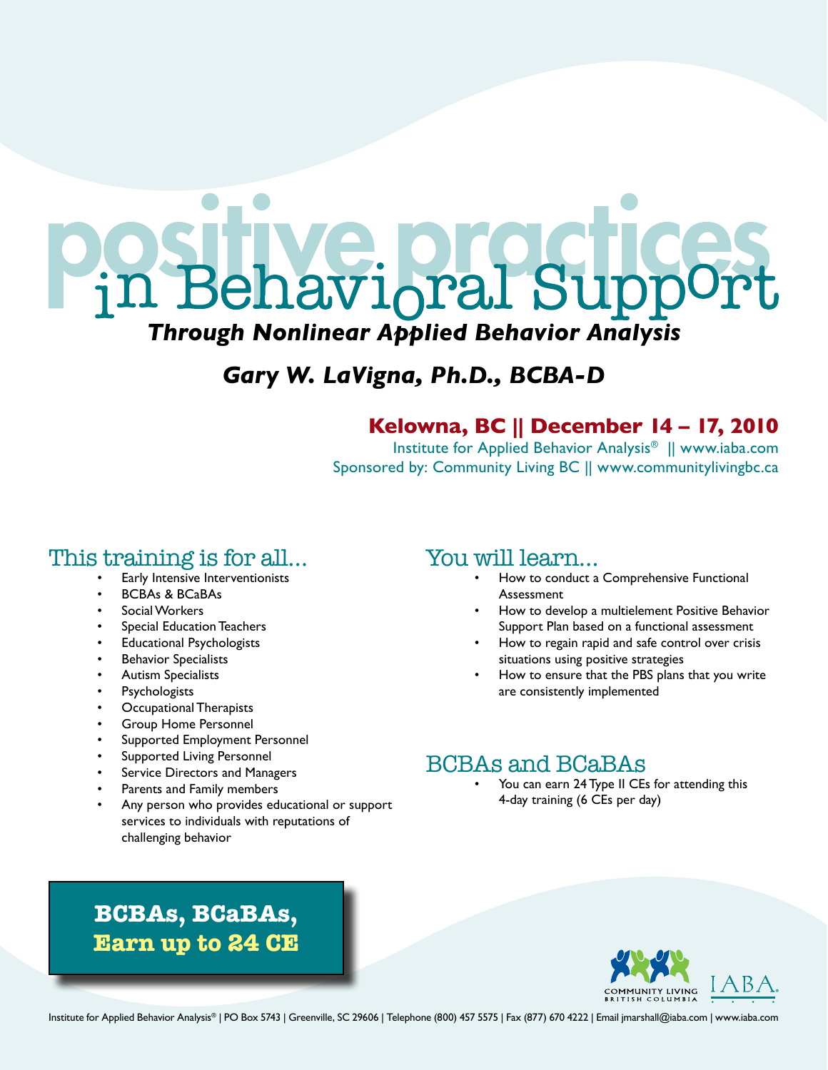# positive practices in Behavioral Support

## *Through Nonlinear Applied Behavior Analysis*

### *Gary W. LaVigna, Ph.D., BCBA-D*

**Kelowna, BC || December 14 – 17, 2010**

Institute for Applied Behavior Analysis® || www.iaba.com
Sponsored by: Community Living BC || www.communitylivingbc.ca

## This training is for all...

- Early Intensive Interventionists
- BCBAs & BCaBAs
- Social Workers
- Special Education Teachers
- Educational Psychologists
- Behavior Specialists
- Autism Specialists
- Psychologists
- Occupational Therapists
- Group Home Personnel
- Supported Employment Personnel
- Supported Living Personnel
- Service Directors and Managers
- Parents and Family members
- Any person who provides educational or support services to individuals with reputations of challenging behavior

## You will learn...

- How to conduct a Comprehensive Functional Assessment
- How to develop a multielement Positive Behavior Support Plan based on a functional assessment
- How to regain rapid and safe control over crisis situations using positive strategies
- How to ensure that the PBS plans that you write are consistently implemented

## BCBAs and BCaBAs

- You can earn 24 Type II CEs for attending this 4-day training (6 CEs per day)

**BCBAs, BCaBAs, Earn up to 24 CE**

COMMUNITY LIVING BRITISH COLUMBIA

IABA

Institute for Applied Behavior Analysis® | PO Box 5743 | Greenville, SC 29606 | Telephone (800) 457 5575 | Fax (877) 670 4222 | Email jmarshall@iaba.com | www.iaba.com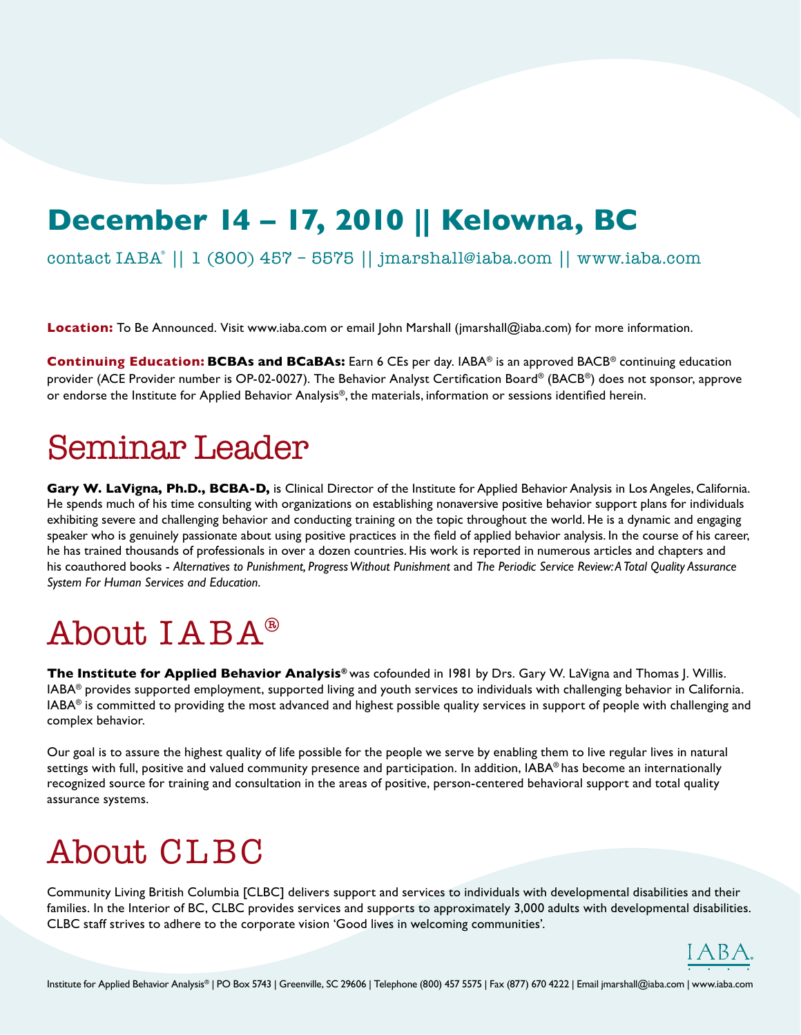# December 14 – 17, 2010 || Kelowna, BC

contact IABA® || 1 (800) 457 - 5575 || jmarshall@iaba.com || www.iaba.com

**Location:** To Be Announced. Visit www.iaba.com or email John Marshall (jmarshall@iaba.com) for more information.

**Continuing Education:** **BCBAs and BCaBAs:** Earn 6 CEs per day. IABA® is an approved BACB® continuing education provider (ACE Provider number is OP-02-0027). The Behavior Analyst Certification Board® (BACB®) does not sponsor, approve or endorse the Institute for Applied Behavior Analysis®, the materials, information or sessions identified herein.

## Seminar Leader

**Gary W. LaVigna, Ph.D., BCBA-D,** is Clinical Director of the Institute for Applied Behavior Analysis in Los Angeles, California. He spends much of his time consulting with organizations on establishing nonaversive positive behavior support plans for individuals exhibiting severe and challenging behavior and conducting training on the topic throughout the world. He is a dynamic and engaging speaker who is genuinely passionate about using positive practices in the field of applied behavior analysis. In the course of his career, he has trained thousands of professionals in over a dozen countries. His work is reported in numerous articles and chapters and his coauthored books - *Alternatives to Punishment, Progress Without Punishment* and *The Periodic Service Review: A Total Quality Assurance System For Human Services and Education.*

## About IABA®

**The Institute for Applied Behavior Analysis®** was cofounded in 1981 by Drs. Gary W. LaVigna and Thomas J. Willis. IABA® provides supported employment, supported living and youth services to individuals with challenging behavior in California. IABA® is committed to providing the most advanced and highest possible quality services in support of people with challenging and complex behavior.

Our goal is to assure the highest quality of life possible for the people we serve by enabling them to live regular lives in natural settings with full, positive and valued community presence and participation. In addition, IABA® has become an internationally recognized source for training and consultation in the areas of positive, person-centered behavioral support and total quality assurance systems.

## About CLBC

Community Living British Columbia [CLBC] delivers support and services to individuals with developmental disabilities and their families. In the Interior of BC, CLBC provides services and supports to approximately 3,000 adults with developmental disabilities. CLBC staff strives to adhere to the corporate vision 'Good lives in welcoming communities'.

Institute for Applied Behavior Analysis® | PO Box 5743 | Greenville, SC 29606 | Telephone (800) 457 5575 | Fax (877) 670 4222 | Email jmarshall@iaba.com | www.iaba.com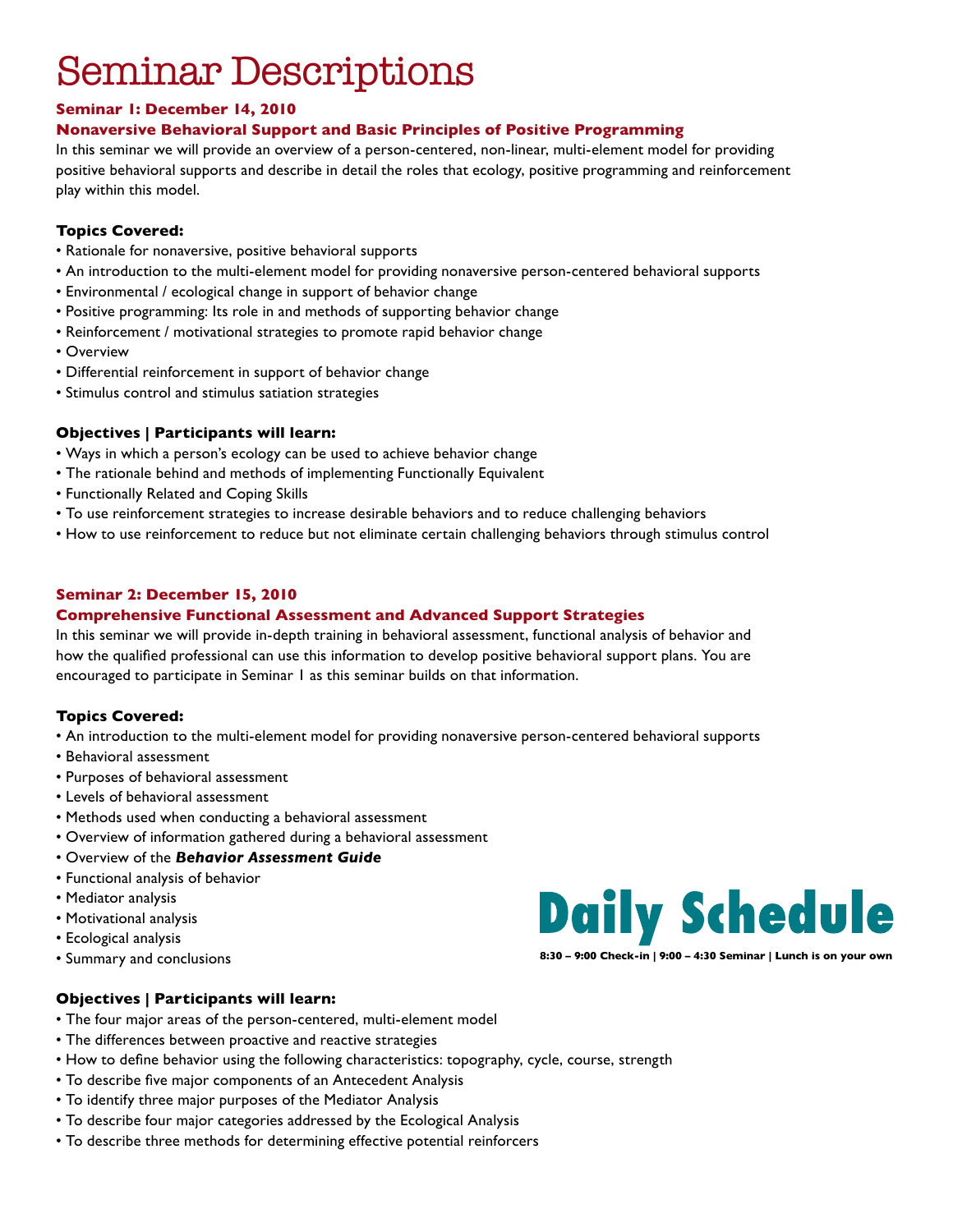# Seminar Descriptions

## Seminar 1: December 14, 2010

### Nonaversive Behavioral Support and Basic Principles of Positive Programming

In this seminar we will provide an overview of a person-centered, non-linear, multi-element model for providing positive behavioral supports and describe in detail the roles that ecology, positive programming and reinforcement play within this model.

**Topics Covered:**

- Rationale for nonaversive, positive behavioral supports
- An introduction to the multi-element model for providing nonaversive person-centered behavioral supports
- Environmental / ecological change in support of behavior change
- Positive programming: Its role in and methods of supporting behavior change
- Reinforcement / motivational strategies to promote rapid behavior change
- Overview
- Differential reinforcement in support of behavior change
- Stimulus control and stimulus satiation strategies

**Objectives | Participants will learn:**

- Ways in which a person's ecology can be used to achieve behavior change
- The rationale behind and methods of implementing Functionally Equivalent
- Functionally Related and Coping Skills
- To use reinforcement strategies to increase desirable behaviors and to reduce challenging behaviors
- How to use reinforcement to reduce but not eliminate certain challenging behaviors through stimulus control

## Seminar 2: December 15, 2010

### Comprehensive Functional Assessment and Advanced Support Strategies

In this seminar we will provide in-depth training in behavioral assessment, functional analysis of behavior and how the qualified professional can use this information to develop positive behavioral support plans. You are encouraged to participate in Seminar 1 as this seminar builds on that information.

**Topics Covered:**

- An introduction to the multi-element model for providing nonaversive person-centered behavioral supports
- Behavioral assessment
- Purposes of behavioral assessment
- Levels of behavioral assessment
- Methods used when conducting a behavioral assessment
- Overview of information gathered during a behavioral assessment
- Overview of the ***Behavior Assessment Guide***
- Functional analysis of behavior
- Mediator analysis
- Motivational analysis
- Ecological analysis
- Summary and conclusions

**Objectives | Participants will learn:**

- The four major areas of the person-centered, multi-element model
- The differences between proactive and reactive strategies
- How to define behavior using the following characteristics: topography, cycle, course, strength
- To describe five major components of an Antecedent Analysis
- To identify three major purposes of the Mediator Analysis
- To describe four major categories addressed by the Ecological Analysis
- To describe three methods for determining effective potential reinforcers

# Daily Schedule

**8:30 – 9:00 Check-in | 9:00 – 4:30 Seminar | Lunch is on your own**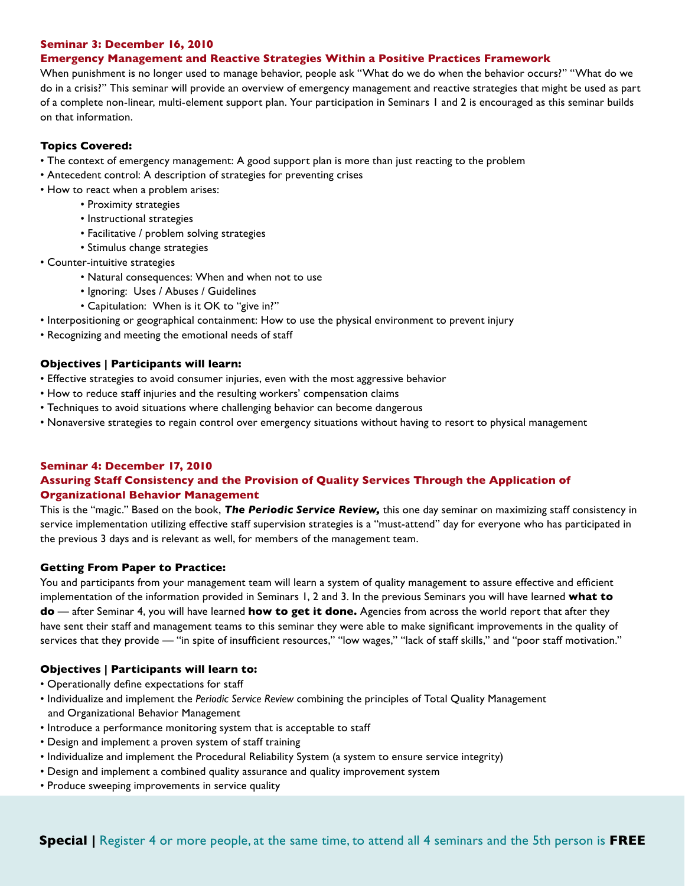## Seminar 3: December 16, 2010

### Emergency Management and Reactive Strategies Within a Positive Practices Framework

When punishment is no longer used to manage behavior, people ask "What do we do when the behavior occurs?" "What do we do in a crisis?" This seminar will provide an overview of emergency management and reactive strategies that might be used as part of a complete non-linear, multi-element support plan. Your participation in Seminars 1 and 2 is encouraged as this seminar builds on that information.

**Topics Covered:**

- The context of emergency management: A good support plan is more than just reacting to the problem
- Antecedent control: A description of strategies for preventing crises
- How to react when a problem arises:
  - Proximity strategies
  - Instructional strategies
  - Facilitative / problem solving strategies
  - Stimulus change strategies
- Counter-intuitive strategies
  - Natural consequences: When and when not to use
  - Ignoring: Uses / Abuses / Guidelines
  - Capitulation: When is it OK to "give in?"
- Interpositioning or geographical containment: How to use the physical environment to prevent injury
- Recognizing and meeting the emotional needs of staff

**Objectives | Participants will learn:**

- Effective strategies to avoid consumer injuries, even with the most aggressive behavior
- How to reduce staff injuries and the resulting workers' compensation claims
- Techniques to avoid situations where challenging behavior can become dangerous
- Nonaversive strategies to regain control over emergency situations without having to resort to physical management

## Seminar 4: December 17, 2010

### Assuring Staff Consistency and the Provision of Quality Services Through the Application of Organizational Behavior Management

This is the "magic." Based on the book, ***The Periodic Service Review,*** this one day seminar on maximizing staff consistency in service implementation utilizing effective staff supervision strategies is a "must-attend" day for everyone who has participated in the previous 3 days and is relevant as well, for members of the management team.

**Getting From Paper to Practice:**

You and participants from your management team will learn a system of quality management to assure effective and efficient implementation of the information provided in Seminars 1, 2 and 3. In the previous Seminars you will have learned **what to do** — after Seminar 4, you will have learned **how to get it done.** Agencies from across the world report that after they have sent their staff and management teams to this seminar they were able to make significant improvements in the quality of services that they provide — "in spite of insufficient resources," "low wages," "lack of staff skills," and "poor staff motivation."

**Objectives | Participants will learn to:**

- Operationally define expectations for staff
- Individualize and implement the *Periodic Service Review* combining the principles of Total Quality Management and Organizational Behavior Management
- Introduce a performance monitoring system that is acceptable to staff
- Design and implement a proven system of staff training
- Individualize and implement the Procedural Reliability System (a system to ensure service integrity)
- Design and implement a combined quality assurance and quality improvement system
- Produce sweeping improvements in service quality

**Special |** Register 4 or more people, at the same time, to attend all 4 seminars and the 5th person is **FREE**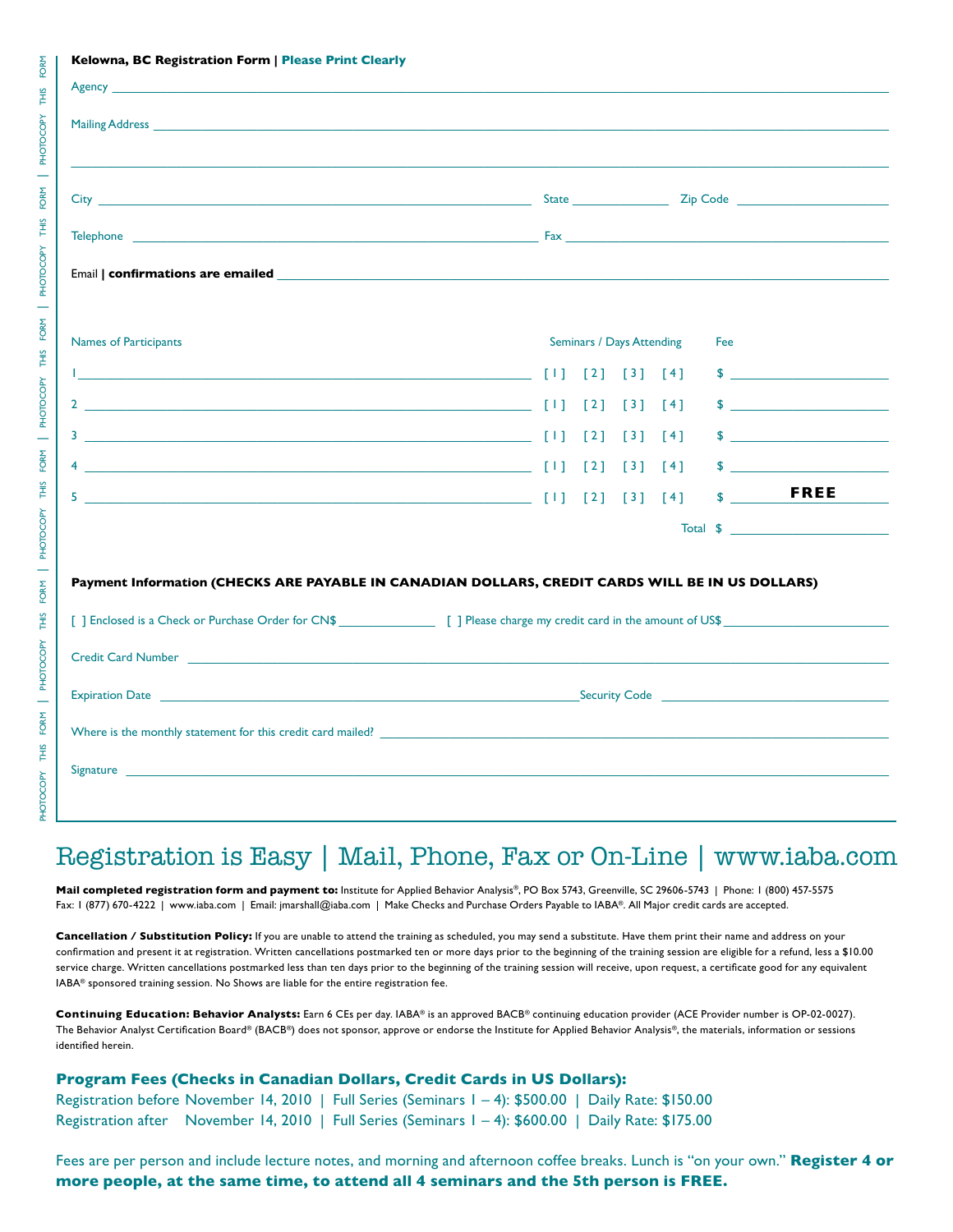**Kelowna, BC Registration Form | Please Print Clearly**

Agency ______________________________

Mailing Address ______________________________

______________________________

City ______________________ State __________ Zip Code __________

Telephone ______________________ Fax ______________________

Email **| confirmations are emailed** ______________________________

| Names of Participants | Seminars / Days Attending | Fee |
|---|---|---|
| 1 ______________________ | [ 1 ] [ 2 ] [ 3 ] [ 4 ] | $ __________ |
| 2 ______________________ | [ 1 ] [ 2 ] [ 3 ] [ 4 ] | $ __________ |
| 3 ______________________ | [ 1 ] [ 2 ] [ 3 ] [ 4 ] | $ __________ |
| 4 ______________________ | [ 1 ] [ 2 ] [ 3 ] [ 4 ] | $ __________ |
| 5 ______________________ | [ 1 ] [ 2 ] [ 3 ] [ 4 ] | $ **FREE** |
| | Total | $ __________ |

**Payment Information (CHECKS ARE PAYABLE IN CANADIAN DOLLARS, CREDIT CARDS WILL BE IN US DOLLARS)**

[ ] Enclosed is a Check or Purchase Order for CN$ __________ [ ] Please charge my credit card in the amount of US$ __________

Credit Card Number ______________________________

Expiration Date ______________________ Security Code __________

Where is the monthly statement for this credit card mailed? ______________________________

Signature ______________________________

PHOTOCOPY THIS FORM | PHOTOCOPY THIS FORM | PHOTOCOPY THIS FORM | PHOTOCOPY THIS FORM | PHOTOCOPY THIS FORM | PHOTOCOPY THIS FORM

# Registration is Easy | Mail, Phone, Fax or On-Line | www.iaba.com

**Mail completed registration form and payment to:** Institute for Applied Behavior Analysis®, PO Box 5743, Greenville, SC 29606-5743 | Phone: 1 (800) 457-5575 Fax: 1 (877) 670-4222 | www.iaba.com | Email: jmarshall@iaba.com | Make Checks and Purchase Orders Payable to IABA®. All Major credit cards are accepted.

**Cancellation / Substitution Policy:** If you are unable to attend the training as scheduled, you may send a substitute. Have them print their name and address on your confirmation and present it at registration. Written cancellations postmarked ten or more days prior to the beginning of the training session are eligible for a refund, less a $10.00 service charge. Written cancellations postmarked less than ten days prior to the beginning of the training session will receive, upon request, a certificate good for any equivalent IABA® sponsored training session. No Shows are liable for the entire registration fee.

**Continuing Education: Behavior Analysts:** Earn 6 CEs per day. IABA® is an approved BACB® continuing education provider (ACE Provider number is OP-02-0027). The Behavior Analyst Certification Board® (BACB®) does not sponsor, approve or endorse the Institute for Applied Behavior Analysis®, the materials, information or sessions identified herein.

## Program Fees (Checks in Canadian Dollars, Credit Cards in US Dollars):

Registration before November 14, 2010 | Full Series (Seminars 1 – 4): $500.00 | Daily Rate: $150.00
Registration after November 14, 2010 | Full Series (Seminars 1 – 4): $600.00 | Daily Rate: $175.00

Fees are per person and include lecture notes, and morning and afternoon coffee breaks. Lunch is "on your own." **Register 4 or more people, at the same time, to attend all 4 seminars and the 5th person is FREE.**